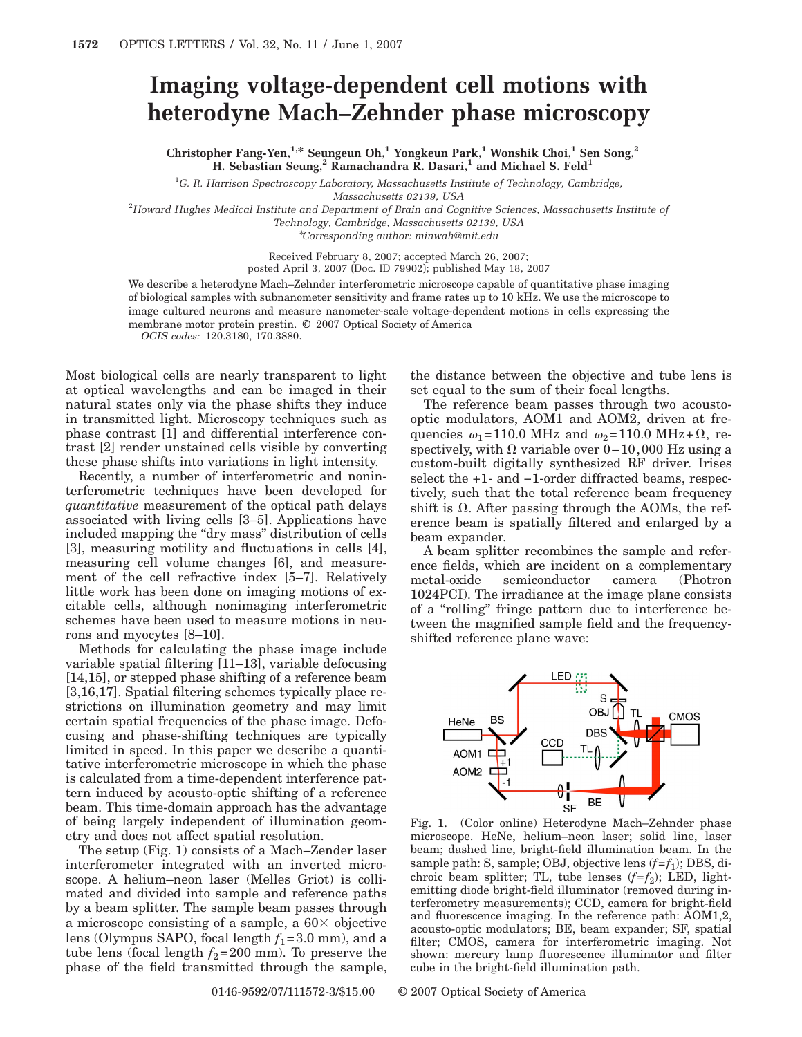# Imaging voltage-dependent cell motions with heterodyne Mach–Zehnder phase microscopy

**Christopher Fang-Yen,[1,*] Seungeun Oh,[1] Yongkeun Park,[1] Wonshik Choi,[1] Sen Song,[2] H. Sebastian Seung,[2] Ramachandra R. Dasari,[1] and Michael S. Feld[1]**

[1]G. R. Harrison Spectroscopy Laboratory, Massachusetts Institute of Technology, Cambridge, Massachusetts 02139, USA

[2]Howard Hughes Medical Institute and Department of Brain and Cognitive Sciences, Massachusetts Institute of Technology, Cambridge, Massachusetts 02139, USA

*Corresponding author: minwah@mit.edu

Received February 8, 2007; accepted March 26, 2007; posted April 3, 2007 (Doc. ID 79902); published May 18, 2007

We describe a heterodyne Mach–Zehnder interferometric microscope capable of quantitative phase imaging of biological samples with subnanometer sensitivity and frame rates up to 10 kHz. We use the microscope to image cultured neurons and measure nanometer-scale voltage-dependent motions in cells expressing the membrane motor protein prestin. © 2007 Optical Society of America

*OCIS codes:* 120.3180, 170.3880.

Most biological cells are nearly transparent to light at optical wavelengths and can be imaged in their natural states only via the phase shifts they induce in transmitted light. Microscopy techniques such as phase contrast [1] and differential interference contrast [2] render unstained cells visible by converting these phase shifts into variations in light intensity.

Recently, a number of interferometric and noninterferometric techniques have been developed for *quantitative* measurement of the optical path delays associated with living cells [3–5]. Applications have included mapping the "dry mass" distribution of cells [3], measuring motility and fluctuations in cells [4], measuring cell volume changes [6], and measurement of the cell refractive index [5–7]. Relatively little work has been done on imaging motions of excitable cells, although nonimaging interferometric schemes have been used to measure motions in neurons and myocytes [8–10].

Methods for calculating the phase image include variable spatial filtering [11–13], variable defocusing [14,15], or stepped phase shifting of a reference beam [3,16,17]. Spatial filtering schemes typically place restrictions on illumination geometry and may limit certain spatial frequencies of the phase image. Defocusing and phase-shifting techniques are typically limited in speed. In this paper we describe a quantitative interferometric microscope in which the phase is calculated from a time-dependent interference pattern induced by acousto-optic shifting of a reference beam. This time-domain approach has the advantage of being largely independent of illumination geometry and does not affect spatial resolution.

The setup (Fig. 1) consists of a Mach–Zender laser interferometer integrated with an inverted microscope. A helium–neon laser (Melles Griot) is collimated and divided into sample and reference paths by a beam splitter. The sample beam passes through a microscope consisting of a sample, a 60× objective lens (Olympus SAPO, focal length $f_1=3.0$ mm), and a tube lens (focal length $f_2=200$ mm). To preserve the phase of the field transmitted through the sample, the distance between the objective and tube lens is set equal to the sum of their focal lengths.

The reference beam passes through two acousto-optic modulators, AOM1 and AOM2, driven at frequencies $\omega_1=110.0$ MHz and $\omega_2=110.0$ MHz$+\Omega$, respectively, with $\Omega$ variable over $0-10{,}000$ Hz using a custom-built digitally synthesized RF driver. Irises select the +1- and −1-order diffracted beams, respectively, such that the total reference beam frequency shift is $\Omega$. After passing through the AOMs, the reference beam is spatially filtered and enlarged by a beam expander.

A beam splitter recombines the sample and reference fields, which are incident on a complementary metal-oxide semiconductor camera (Photron 1024PCI). The irradiance at the image plane consists of a "rolling" fringe pattern due to interference between the magnified sample field and the frequency-shifted reference plane wave:

Fig. 1. (Color online) Heterodyne Mach–Zehnder phase microscope. HeNe, helium–neon laser; solid line, laser beam; dashed line, bright-field illumination beam. In the sample path: S, sample; OBJ, objective lens ($f=f_1$); DBS, dichroic beam splitter; TL, tube lenses ($f=f_2$); LED, light-emitting diode bright-field illuminator (removed during interferometry measurements); CCD, camera for bright-field and fluorescence imaging. In the reference path: AOM1,2, acousto-optic modulators; BE, beam expander; SF, spatial filter; CMOS, camera for interferometric imaging. Not shown: mercury lamp fluorescence illuminator and filter cube in the bright-field illumination path.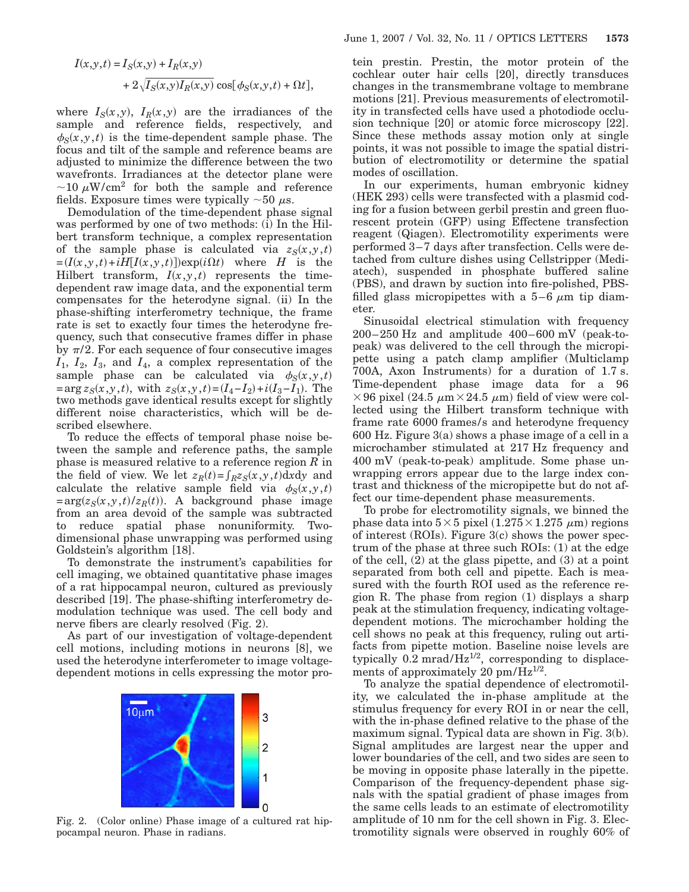$$I(x,y,t) = I_S(x,y) + I_R(x,y) + 2\sqrt{I_S(x,y)I_R(x,y)}\cos[\phi_S(x,y,t) + \Omega t],$$

where $I_S(x,y)$, $I_R(x,y)$ are the irradiances of the sample and reference fields, respectively, and $\phi_S(x,y,t)$ is the time-dependent sample phase. The focus and tilt of the sample and reference beams are adjusted to minimize the difference between the two wavefronts. Irradiances at the detector plane were $\sim 10\ \mu\text{W/cm}^2$ for both the sample and reference fields. Exposure times were typically $\sim 50\ \mu$s.

Demodulation of the time-dependent phase signal was performed by one of two methods: (i) In the Hilbert transform technique, a complex representation of the sample phase is calculated via $z_S(x,y,t) = (I(x,y,t) + iH[I(x,y,t)])\exp(i\Omega t)$ where $H$ is the Hilbert transform, $I(x,y,t)$ represents the time-dependent raw image data, and the exponential term compensates for the heterodyne signal. (ii) In the phase-shifting interferometry technique, the frame rate is set to exactly four times the heterodyne frequency, such that consecutive frames differ in phase by $\pi/2$. For each sequence of four consecutive images $I_1$, $I_2$, $I_3$, and $I_4$, a complex representation of the sample phase can be calculated via $\phi_S(x,y,t) = \arg z_S(x,y,t)$, with $z_S(x,y,t) = (I_4 - I_2) + i(I_3 - I_1)$. The two methods gave identical results except for slightly different noise characteristics, which will be described elsewhere.

To reduce the effects of temporal phase noise between the sample and reference paths, the sample phase is measured relative to a reference region $R$ in the field of view. We let $z_R(t) = \int_R z_S(x,y,t)\mathrm{d}x\mathrm{d}y$ and calculate the relative sample field via $\phi_S(x,y,t) = \arg(z_S(x,y,t)/z_R(t))$. A background phase image from an area devoid of the sample was subtracted to reduce spatial phase nonuniformity. Two-dimensional phase unwrapping was performed using Goldstein's algorithm [18].

To demonstrate the instrument's capabilities for cell imaging, we obtained quantitative phase images of a rat hippocampal neuron, cultured as previously described [19]. The phase-shifting interferometry demodulation technique was used. The cell body and nerve fibers are clearly resolved (Fig. 2).

As part of our investigation of voltage-dependent cell motions, including motions in neurons [8], we used the heterodyne interferometer to image voltage-dependent motions in cells expressing the motor protein prestin. Prestin, the motor protein of the cochlear outer hair cells [20], directly transduces changes in the transmembrane voltage to membrane motions [21]. Previous measurements of electromotility in transfected cells have used a photodiode occlusion technique [20] or atomic force microscopy [22]. Since these methods assay motion only at single points, it was not possible to image the spatial distribution of electromotility or determine the spatial modes of oscillation.

Fig. 2. (Color online) Phase image of a cultured rat hippocampal neuron. Phase in radians.

In our experiments, human embryonic kidney (HEK 293) cells were transfected with a plasmid coding for a fusion between gerbil prestin and green fluorescent protein (GFP) using Effectene transfection reagent (Qiagen). Electromotility experiments were performed 3–7 days after transfection. Cells were detached from culture dishes using Cellstripper (Mediatech), suspended in phosphate buffered saline (PBS), and drawn by suction into fire-polished, PBS-filled glass micropipettes with a 5–6 $\mu$m tip diameter.

Sinusoidal electrical stimulation with frequency 200–250 Hz and amplitude 400–600 mV (peak-to-peak) was delivered to the cell through the micropipette using a patch clamp amplifier (Multiclamp 700A, Axon Instruments) for a duration of 1.7 s. Time-dependent phase image data for a $96 \times 96$ pixel ($24.5\ \mu\text{m} \times 24.5\ \mu\text{m}$) field of view were collected using the Hilbert transform technique with frame rate 6000 frames/s and heterodyne frequency 600 Hz. Figure 3(a) shows a phase image of a cell in a microchamber stimulated at 217 Hz frequency and 400 mV (peak-to-peak) amplitude. Some phase unwrapping errors appear due to the large index contrast and thickness of the micropipette but do not affect our time-dependent phase measurements.

To probe for electromotility signals, we binned the phase data into $5 \times 5$ pixel ($1.275 \times 1.275\ \mu$m) regions of interest (ROIs). Figure 3(c) shows the power spectrum of the phase at three such ROIs: (1) at the edge of the cell, (2) at the glass pipette, and (3) at a point separated from both cell and pipette. Each is measured with the fourth ROI used as the reference region R. The phase from region (1) displays a sharp peak at the stimulation frequency, indicating voltage-dependent motions. The microchamber holding the cell shows no peak at this frequency, ruling out artifacts from pipette motion. Baseline noise levels are typically $0.2\ \text{mrad/Hz}^{1/2}$, corresponding to displacements of approximately $20\ \text{pm/Hz}^{1/2}$.

To analyze the spatial dependence of electromotility, we calculated the in-phase amplitude at the stimulus frequency for every ROI in or near the cell, with the in-phase defined relative to the phase of the maximum signal. Typical data are shown in Fig. 3(b). Signal amplitudes are largest near the upper and lower boundaries of the cell, and two sides are seen to be moving in opposite phase laterally in the pipette. Comparison of the frequency-dependent phase signals with the spatial gradient of phase images from the same cells leads to an estimate of electromotility amplitude of 10 nm for the cell shown in Fig. 3. Electromotility signals were observed in roughly 60% of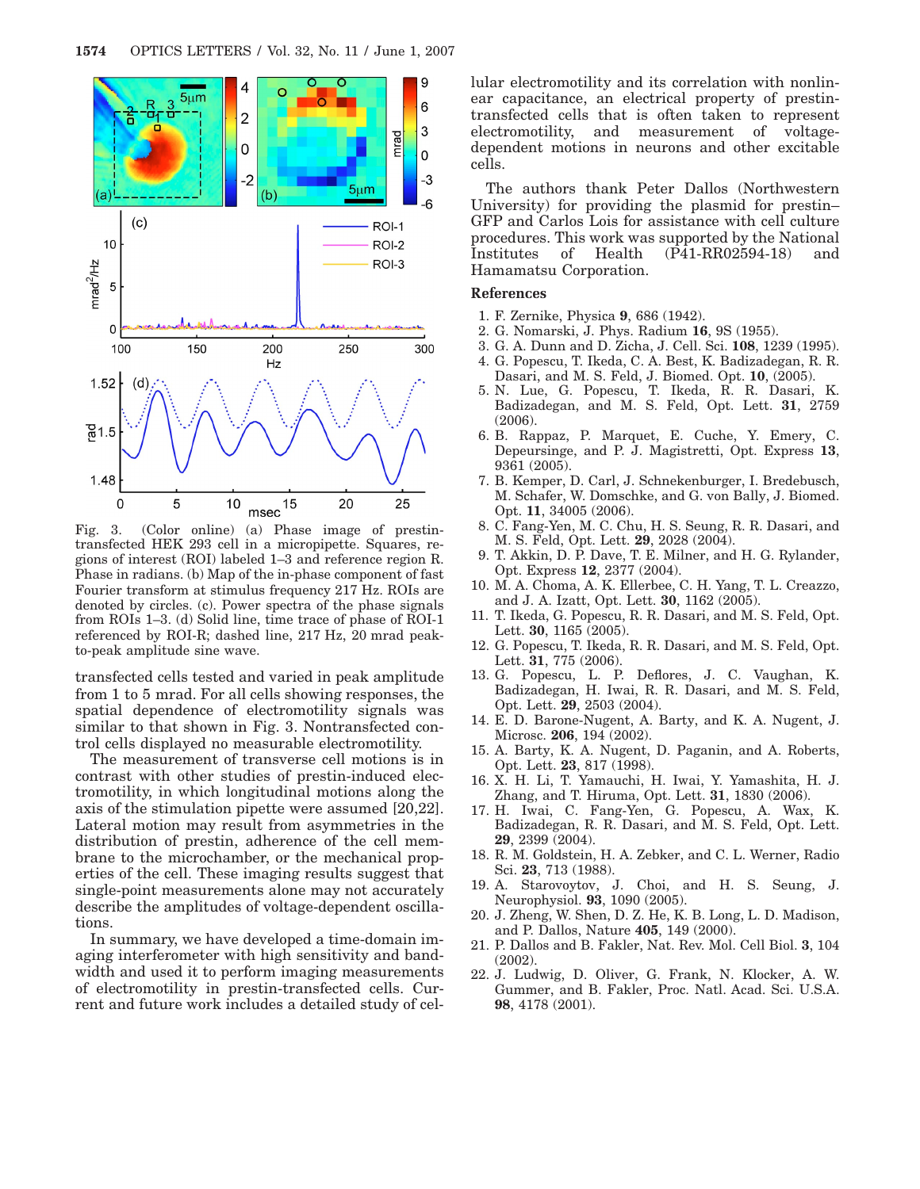(a) R 3 2 1 5μm 4 2 0 -2

(b) 5μm 9 6 3 0 -3 -6 mrad

(c) ROI-1 ROI-2 ROI-3 mrad$^2$/Hz 10 5 0 100 150 200 250 300 Hz

(d) rad 1.52 1.5 1.48 0 5 10 msec 15 20 25

Fig. 3. (Color online) (a) Phase image of prestin-transfected HEK 293 cell in a micropipette. Squares, regions of interest (ROI) labeled 1–3 and reference region R. Phase in radians. (b) Map of the in-phase component of fast Fourier transform at stimulus frequency 217 Hz. ROIs are denoted by circles. (c). Power spectra of the phase signals from ROIs 1–3. (d) Solid line, time trace of phase of ROI-1 referenced by ROI-R; dashed line, 217 Hz, 20 mrad peak-to-peak amplitude sine wave.

transfected cells tested and varied in peak amplitude from 1 to 5 mrad. For all cells showing responses, the spatial dependence of electromotility signals was similar to that shown in Fig. 3. Nontransfected control cells displayed no measurable electromotility.

The measurement of transverse cell motions is in contrast with other studies of prestin-induced electromotility, in which longitudinal motions along the axis of the stimulation pipette were assumed [20,22]. Lateral motion may result from asymmetries in the distribution of prestin, adherence of the cell membrane to the microchamber, or the mechanical properties of the cell. These imaging results suggest that single-point measurements alone may not accurately describe the amplitudes of voltage-dependent oscillations.

In summary, we have developed a time-domain imaging interferometer with high sensitivity and bandwidth and used it to perform imaging measurements of electromotility in prestin-transfected cells. Current and future work includes a detailed study of cellular electromotility and its correlation with nonlinear capacitance, an electrical property of prestin-transfected cells that is often taken to represent electromotility, and measurement of voltage-dependent motions in neurons and other excitable cells.

The authors thank Peter Dallos (Northwestern University) for providing the plasmid for prestin–GFP and Carlos Lois for assistance with cell culture procedures. This work was supported by the National Institutes of Health (P41-RR02594-18) and Hamamatsu Corporation.

## References

1. F. Zernike, Physica **9**, 686 (1942).
2. G. Nomarski, J. Phys. Radium **16**, 9S (1955).
3. G. A. Dunn and D. Zicha, J. Cell. Sci. **108**, 1239 (1995).
4. G. Popescu, T. Ikeda, C. A. Best, K. Badizadegan, R. R. Dasari, and M. S. Feld, J. Biomed. Opt. **10**, (2005).
5. N. Lue, G. Popescu, T. Ikeda, R. R. Dasari, K. Badizadegan, and M. S. Feld, Opt. Lett. **31**, 2759 (2006).
6. B. Rappaz, P. Marquet, E. Cuche, Y. Emery, C. Depeursinge, and P. J. Magistretti, Opt. Express **13**, 9361 (2005).
7. B. Kemper, D. Carl, J. Schnekenburger, I. Bredebusch, M. Schafer, W. Domschke, and G. von Bally, J. Biomed. Opt. **11**, 34005 (2006).
8. C. Fang-Yen, M. C. Chu, H. S. Seung, R. R. Dasari, and M. S. Feld, Opt. Lett. **29**, 2028 (2004).
9. T. Akkin, D. P. Dave, T. E. Milner, and H. G. Rylander, Opt. Express **12**, 2377 (2004).
10. M. A. Choma, A. K. Ellerbee, C. H. Yang, T. L. Creazzo, and J. A. Izatt, Opt. Lett. **30**, 1162 (2005).
11. T. Ikeda, G. Popescu, R. R. Dasari, and M. S. Feld, Opt. Lett. **30**, 1165 (2005).
12. G. Popescu, T. Ikeda, R. R. Dasari, and M. S. Feld, Opt. Lett. **31**, 775 (2006).
13. G. Popescu, L. P. Deflores, J. C. Vaughan, K. Badizadegan, H. Iwai, R. R. Dasari, and M. S. Feld, Opt. Lett. **29**, 2503 (2004).
14. E. D. Barone-Nugent, A. Barty, and K. A. Nugent, J. Microsc. **206**, 194 (2002).
15. A. Barty, K. A. Nugent, D. Paganin, and A. Roberts, Opt. Lett. **23**, 817 (1998).
16. X. H. Li, T. Yamauchi, H. Iwai, Y. Yamashita, H. J. Zhang, and T. Hiruma, Opt. Lett. **31**, 1830 (2006).
17. H. Iwai, C. Fang-Yen, G. Popescu, A. Wax, K. Badizadegan, R. R. Dasari, and M. S. Feld, Opt. Lett. **29**, 2399 (2004).
18. R. M. Goldstein, H. A. Zebker, and C. L. Werner, Radio Sci. **23**, 713 (1988).
19. A. Starovoytov, J. Choi, and H. S. Seung, J. Neurophysiol. **93**, 1090 (2005).
20. J. Zheng, W. Shen, D. Z. He, K. B. Long, L. D. Madison, and P. Dallos, Nature **405**, 149 (2000).
21. P. Dallos and B. Fakler, Nat. Rev. Mol. Cell Biol. **3**, 104 (2002).
22. J. Ludwig, D. Oliver, G. Frank, N. Klocker, A. W. Gummer, and B. Fakler, Proc. Natl. Acad. Sci. U.S.A. **98**, 4178 (2001).